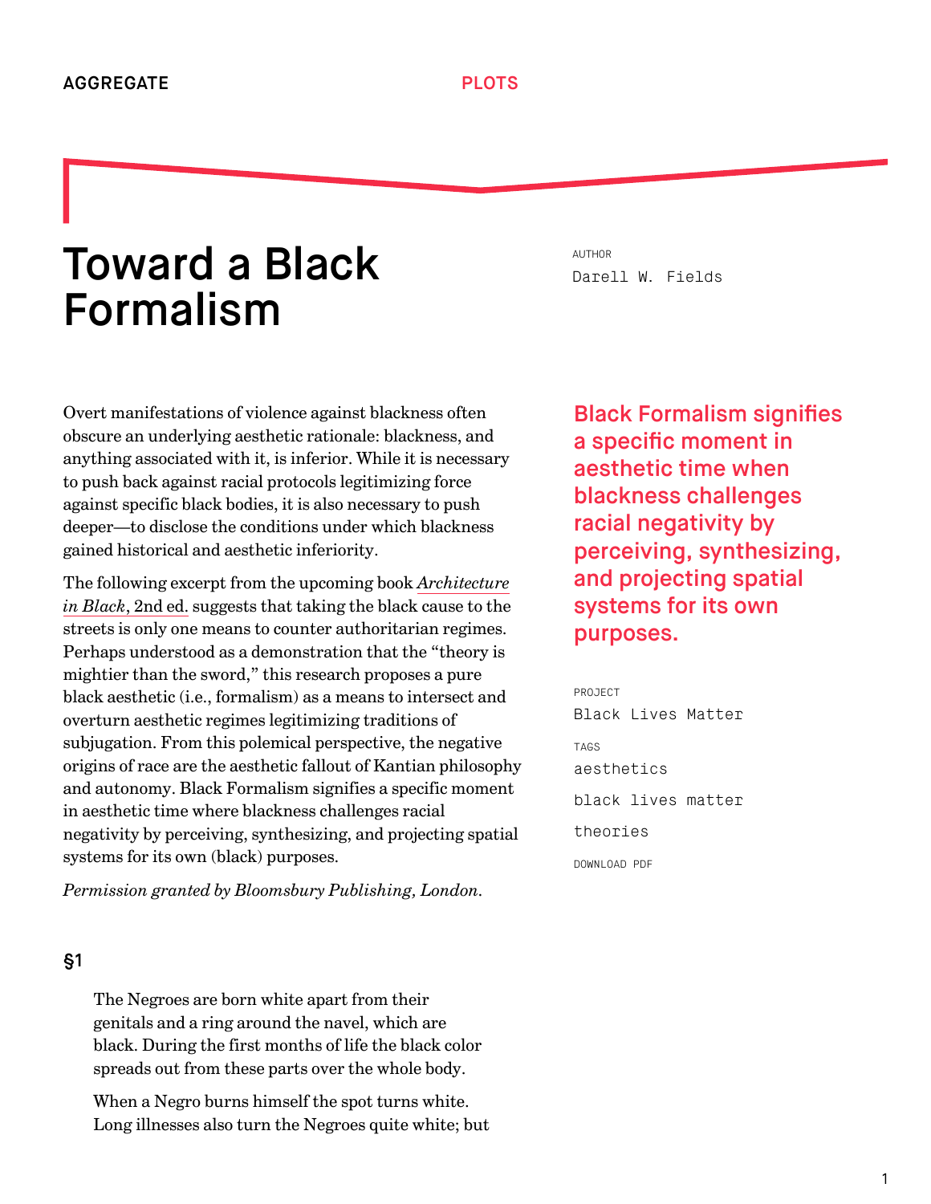AGGREGATE

PLOTS

# Toward a Black Formalism

AUTHOR
Darell W. Fields

Overt manifestations of violence against blackness often obscure an underlying aesthetic rationale: blackness, and anything associated with it, is inferior. While it is necessary to push back against racial protocols legitimizing force against specific black bodies, it is also necessary to push deeper—to disclose the conditions under which blackness gained historical and aesthetic inferiority.

The following excerpt from the upcoming book *Architecture in Black*, 2nd ed. suggests that taking the black cause to the streets is only one means to counter authoritarian regimes. Perhaps understood as a demonstration that the "theory is mightier than the sword," this research proposes a pure black aesthetic (i.e., formalism) as a means to intersect and overturn aesthetic regimes legitimizing traditions of subjugation. From this polemical perspective, the negative origins of race are the aesthetic fallout of Kantian philosophy and autonomy. Black Formalism signifies a specific moment in aesthetic time where blackness challenges racial negativity by perceiving, synthesizing, and projecting spatial systems for its own (black) purposes.

*Permission granted by Bloomsbury Publishing, London.*

**Black Formalism signifies a specific moment in aesthetic time when blackness challenges racial negativity by perceiving, synthesizing, and projecting spatial systems for its own purposes.**

PROJECT
Black Lives Matter

TAGS
aesthetics
black lives matter
theories

DOWNLOAD PDF

## §1

> The Negroes are born white apart from their genitals and a ring around the navel, which are black. During the first months of life the black color spreads out from these parts over the whole body.
>
> When a Negro burns himself the spot turns white. Long illnesses also turn the Negroes quite white; but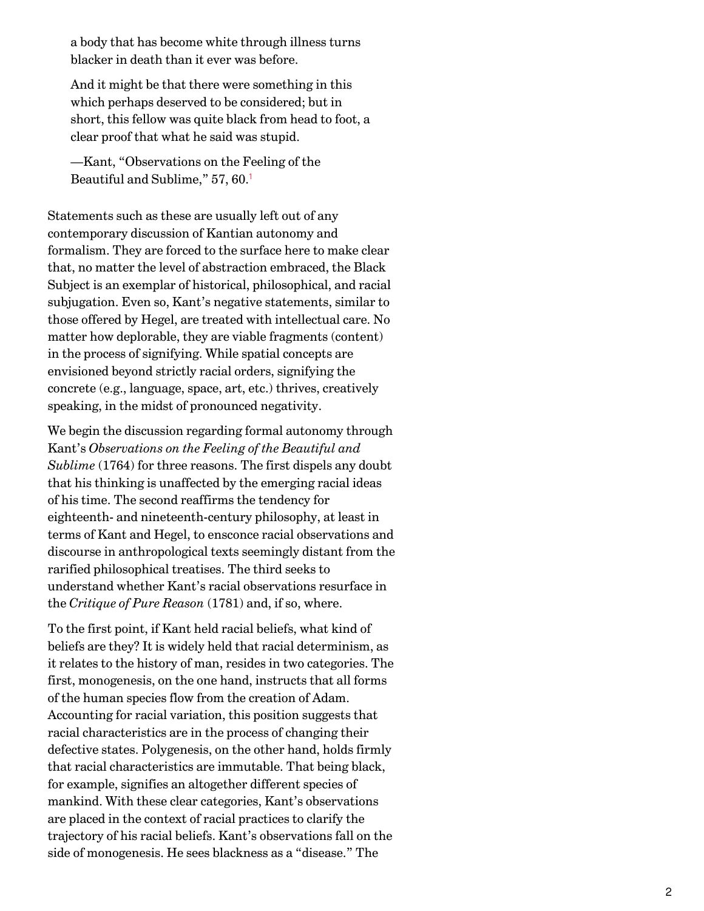> a body that has become white through illness turns blacker in death than it ever was before.
>
> And it might be that there were something in this which perhaps deserved to be considered; but in short, this fellow was quite black from head to foot, a clear proof that what he said was stupid.
>
> —Kant, "Observations on the Feeling of the Beautiful and Sublime," 57, 60.[1]

Statements such as these are usually left out of any contemporary discussion of Kantian autonomy and formalism. They are forced to the surface here to make clear that, no matter the level of abstraction embraced, the Black Subject is an exemplar of historical, philosophical, and racial subjugation. Even so, Kant's negative statements, similar to those offered by Hegel, are treated with intellectual care. No matter how deplorable, they are viable fragments (content) in the process of signifying. While spatial concepts are envisioned beyond strictly racial orders, signifying the concrete (e.g., language, space, art, etc.) thrives, creatively speaking, in the midst of pronounced negativity.

We begin the discussion regarding formal autonomy through Kant's *Observations on the Feeling of the Beautiful and Sublime* (1764) for three reasons. The first dispels any doubt that his thinking is unaffected by the emerging racial ideas of his time. The second reaffirms the tendency for eighteenth- and nineteenth-century philosophy, at least in terms of Kant and Hegel, to ensconce racial observations and discourse in anthropological texts seemingly distant from the rarified philosophical treatises. The third seeks to understand whether Kant's racial observations resurface in the *Critique of Pure Reason* (1781) and, if so, where.

To the first point, if Kant held racial beliefs, what kind of beliefs are they? It is widely held that racial determinism, as it relates to the history of man, resides in two categories. The first, monogenesis, on the one hand, instructs that all forms of the human species flow from the creation of Adam. Accounting for racial variation, this position suggests that racial characteristics are in the process of changing their defective states. Polygenesis, on the other hand, holds firmly that racial characteristics are immutable. That being black, for example, signifies an altogether different species of mankind. With these clear categories, Kant's observations are placed in the context of racial practices to clarify the trajectory of his racial beliefs. Kant's observations fall on the side of monogenesis. He sees blackness as a "disease." The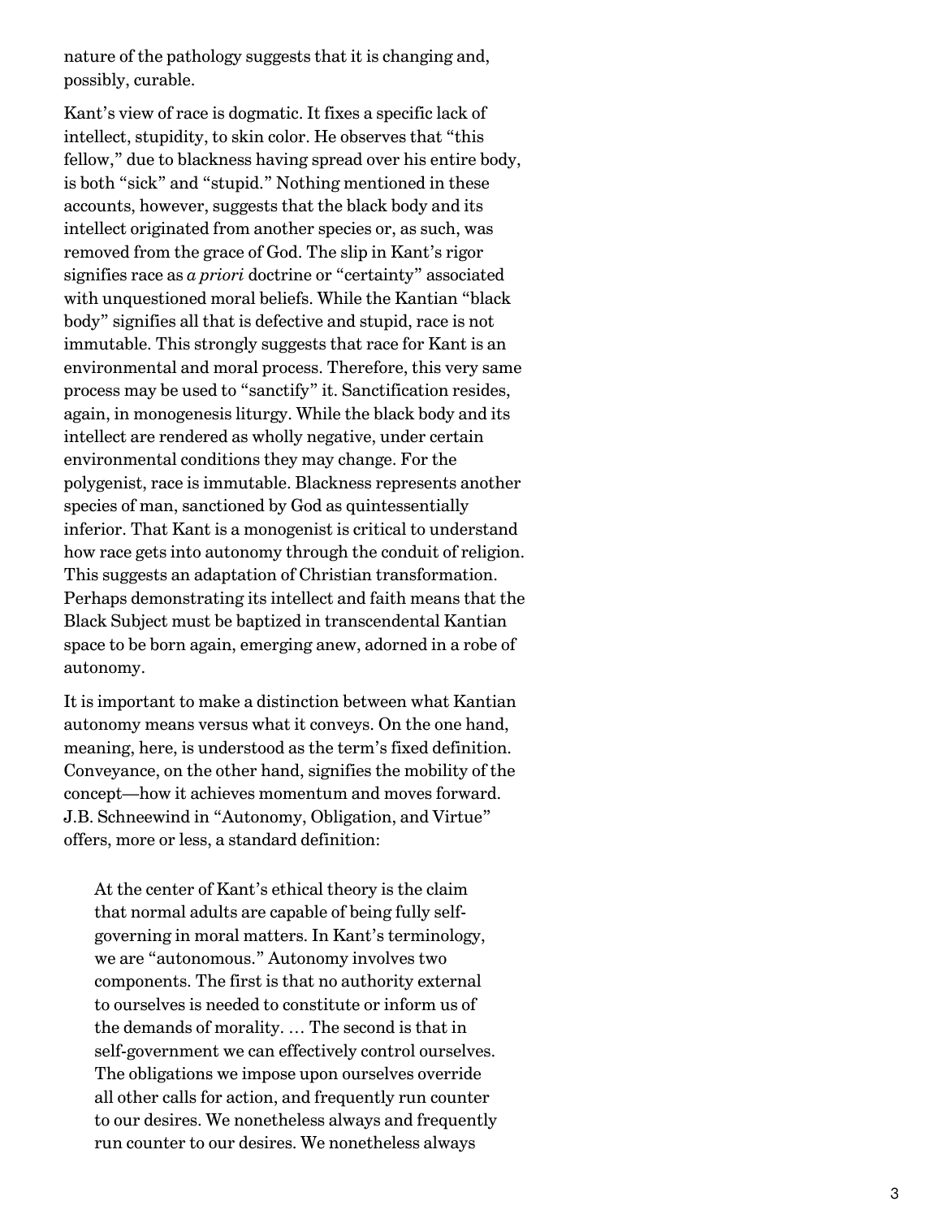nature of the pathology suggests that it is changing and, possibly, curable.

Kant's view of race is dogmatic. It fixes a specific lack of intellect, stupidity, to skin color. He observes that "this fellow," due to blackness having spread over his entire body, is both "sick" and "stupid." Nothing mentioned in these accounts, however, suggests that the black body and its intellect originated from another species or, as such, was removed from the grace of God. The slip in Kant's rigor signifies race as *a priori* doctrine or "certainty" associated with unquestioned moral beliefs. While the Kantian "black body" signifies all that is defective and stupid, race is not immutable. This strongly suggests that race for Kant is an environmental and moral process. Therefore, this very same process may be used to "sanctify" it. Sanctification resides, again, in monogenesis liturgy. While the black body and its intellect are rendered as wholly negative, under certain environmental conditions they may change. For the polygenist, race is immutable. Blackness represents another species of man, sanctioned by God as quintessentially inferior. That Kant is a monogenist is critical to understand how race gets into autonomy through the conduit of religion. This suggests an adaptation of Christian transformation. Perhaps demonstrating its intellect and faith means that the Black Subject must be baptized in transcendental Kantian space to be born again, emerging anew, adorned in a robe of autonomy.

It is important to make a distinction between what Kantian autonomy means versus what it conveys. On the one hand, meaning, here, is understood as the term's fixed definition. Conveyance, on the other hand, signifies the mobility of the concept—how it achieves momentum and moves forward. J.B. Schneewind in "Autonomy, Obligation, and Virtue" offers, more or less, a standard definition:

> At the center of Kant's ethical theory is the claim that normal adults are capable of being fully self-governing in moral matters. In Kant's terminology, we are "autonomous." Autonomy involves two components. The first is that no authority external to ourselves is needed to constitute or inform us of the demands of morality. … The second is that in self-government we can effectively control ourselves. The obligations we impose upon ourselves override all other calls for action, and frequently run counter to our desires. We nonetheless always and frequently run counter to our desires. We nonetheless always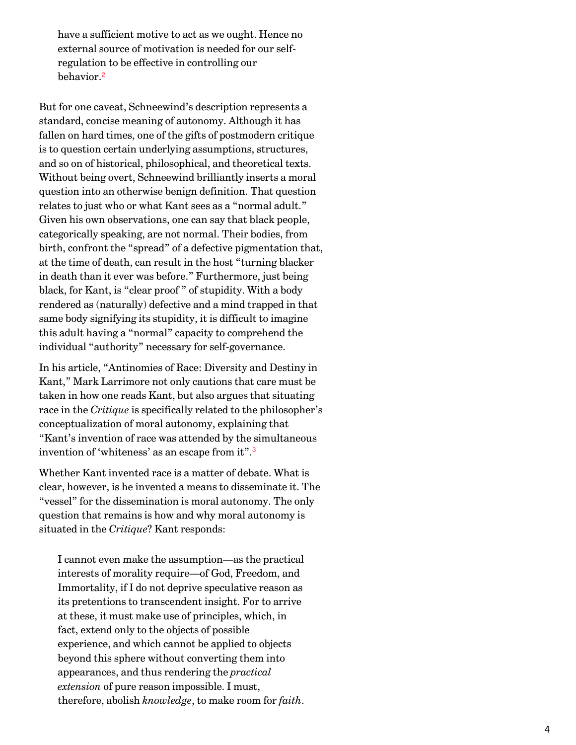> have a sufficient motive to act as we ought. Hence no external source of motivation is needed for our self-regulation to be effective in controlling our behavior.[2]

But for one caveat, Schneewind's description represents a standard, concise meaning of autonomy. Although it has fallen on hard times, one of the gifts of postmodern critique is to question certain underlying assumptions, structures, and so on of historical, philosophical, and theoretical texts. Without being overt, Schneewind brilliantly inserts a moral question into an otherwise benign definition. That question relates to just who or what Kant sees as a "normal adult." Given his own observations, one can say that black people, categorically speaking, are not normal. Their bodies, from birth, confront the "spread" of a defective pigmentation that, at the time of death, can result in the host "turning blacker in death than it ever was before." Furthermore, just being black, for Kant, is "clear proof " of stupidity. With a body rendered as (naturally) defective and a mind trapped in that same body signifying its stupidity, it is difficult to imagine this adult having a "normal" capacity to comprehend the individual "authority" necessary for self-governance.

In his article, "Antinomies of Race: Diversity and Destiny in Kant," Mark Larrimore not only cautions that care must be taken in how one reads Kant, but also argues that situating race in the *Critique* is specifically related to the philosopher's conceptualization of moral autonomy, explaining that "Kant's invention of race was attended by the simultaneous invention of 'whiteness' as an escape from it".[3]

Whether Kant invented race is a matter of debate. What is clear, however, is he invented a means to disseminate it. The "vessel" for the dissemination is moral autonomy. The only question that remains is how and why moral autonomy is situated in the *Critique*? Kant responds:

> I cannot even make the assumption—as the practical interests of morality require—of God, Freedom, and Immortality, if I do not deprive speculative reason as its pretentions to transcendent insight. For to arrive at these, it must make use of principles, which, in fact, extend only to the objects of possible experience, and which cannot be applied to objects beyond this sphere without converting them into appearances, and thus rendering the *practical extension* of pure reason impossible. I must, therefore, abolish *knowledge*, to make room for *faith*.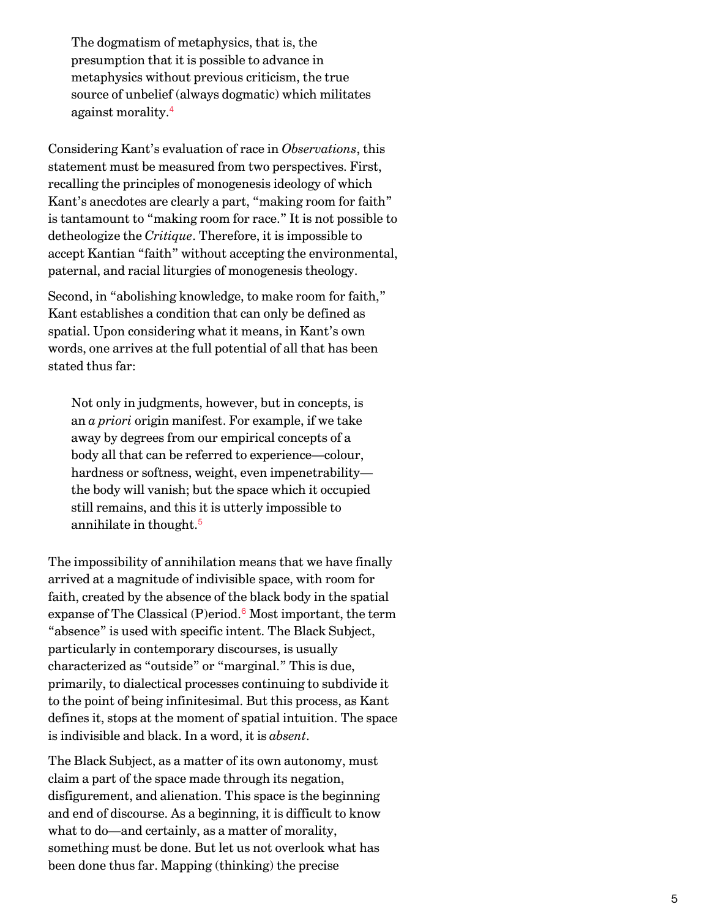> The dogmatism of metaphysics, that is, the presumption that it is possible to advance in metaphysics without previous criticism, the true source of unbelief (always dogmatic) which militates against morality.[4]

Considering Kant's evaluation of race in *Observations*, this statement must be measured from two perspectives. First, recalling the principles of monogenesis ideology of which Kant's anecdotes are clearly a part, "making room for faith" is tantamount to "making room for race." It is not possible to detheologize the *Critique*. Therefore, it is impossible to accept Kantian "faith" without accepting the environmental, paternal, and racial liturgies of monogenesis theology.

Second, in "abolishing knowledge, to make room for faith," Kant establishes a condition that can only be defined as spatial. Upon considering what it means, in Kant's own words, one arrives at the full potential of all that has been stated thus far:

> Not only in judgments, however, but in concepts, is an *a priori* origin manifest. For example, if we take away by degrees from our empirical concepts of a body all that can be referred to experience—colour, hardness or softness, weight, even impenetrability—the body will vanish; but the space which it occupied still remains, and this it is utterly impossible to annihilate in thought.[5]

The impossibility of annihilation means that we have finally arrived at a magnitude of indivisible space, with room for faith, created by the absence of the black body in the spatial expanse of The Classical (P)eriod.[6] Most important, the term "absence" is used with specific intent. The Black Subject, particularly in contemporary discourses, is usually characterized as "outside" or "marginal." This is due, primarily, to dialectical processes continuing to subdivide it to the point of being infinitesimal. But this process, as Kant defines it, stops at the moment of spatial intuition. The space is indivisible and black. In a word, it is *absent*.

The Black Subject, as a matter of its own autonomy, must claim a part of the space made through its negation, disfigurement, and alienation. This space is the beginning and end of discourse. As a beginning, it is difficult to know what to do—and certainly, as a matter of morality, something must be done. But let us not overlook what has been done thus far. Mapping (thinking) the precise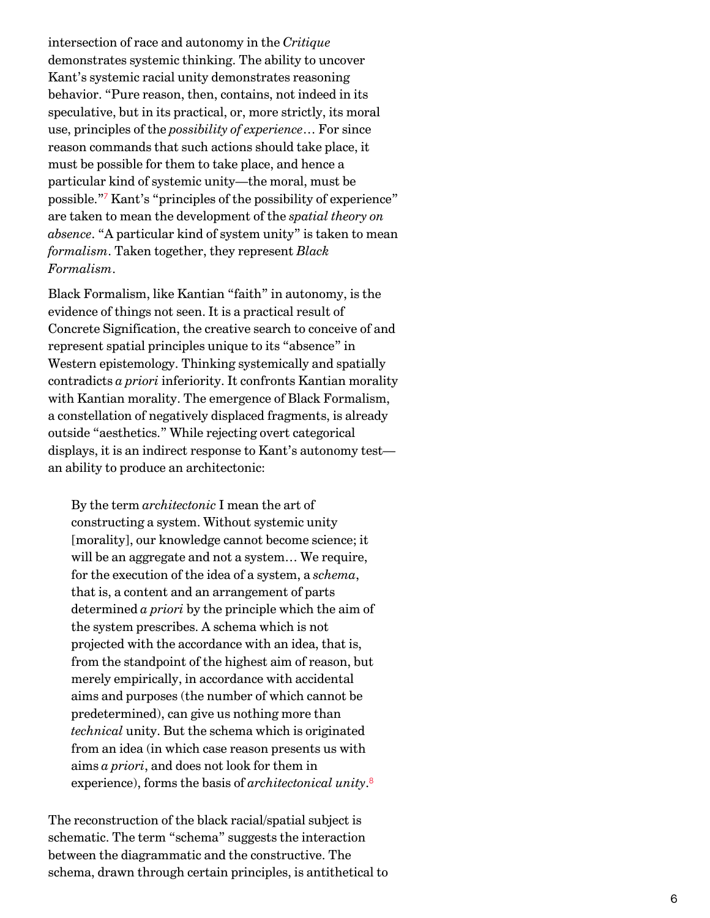intersection of race and autonomy in the *Critique* demonstrates systemic thinking. The ability to uncover Kant's systemic racial unity demonstrates reasoning behavior. "Pure reason, then, contains, not indeed in its speculative, but in its practical, or, more strictly, its moral use, principles of the *possibility of experience*… For since reason commands that such actions should take place, it must be possible for them to take place, and hence a particular kind of systemic unity—the moral, must be possible."[7] Kant's "principles of the possibility of experience" are taken to mean the development of the *spatial theory on absence*. "A particular kind of system unity" is taken to mean *formalism*. Taken together, they represent *Black Formalism*.

Black Formalism, like Kantian "faith" in autonomy, is the evidence of things not seen. It is a practical result of Concrete Signification, the creative search to conceive of and represent spatial principles unique to its "absence" in Western epistemology. Thinking systemically and spatially contradicts *a priori* inferiority. It confronts Kantian morality with Kantian morality. The emergence of Black Formalism, a constellation of negatively displaced fragments, is already outside "aesthetics." While rejecting overt categorical displays, it is an indirect response to Kant's autonomy test—an ability to produce an architectonic:

> By the term *architectonic* I mean the art of constructing a system. Without systemic unity [morality], our knowledge cannot become science; it will be an aggregate and not a system… We require, for the execution of the idea of a system, a *schema*, that is, a content and an arrangement of parts determined *a priori* by the principle which the aim of the system prescribes. A schema which is not projected with the accordance with an idea, that is, from the standpoint of the highest aim of reason, but merely empirically, in accordance with accidental aims and purposes (the number of which cannot be predetermined), can give us nothing more than *technical* unity. But the schema which is originated from an idea (in which case reason presents us with aims *a priori*, and does not look for them in experience), forms the basis of *architectonical unity*.[8]

The reconstruction of the black racial/spatial subject is schematic. The term "schema" suggests the interaction between the diagrammatic and the constructive. The schema, drawn through certain principles, is antithetical to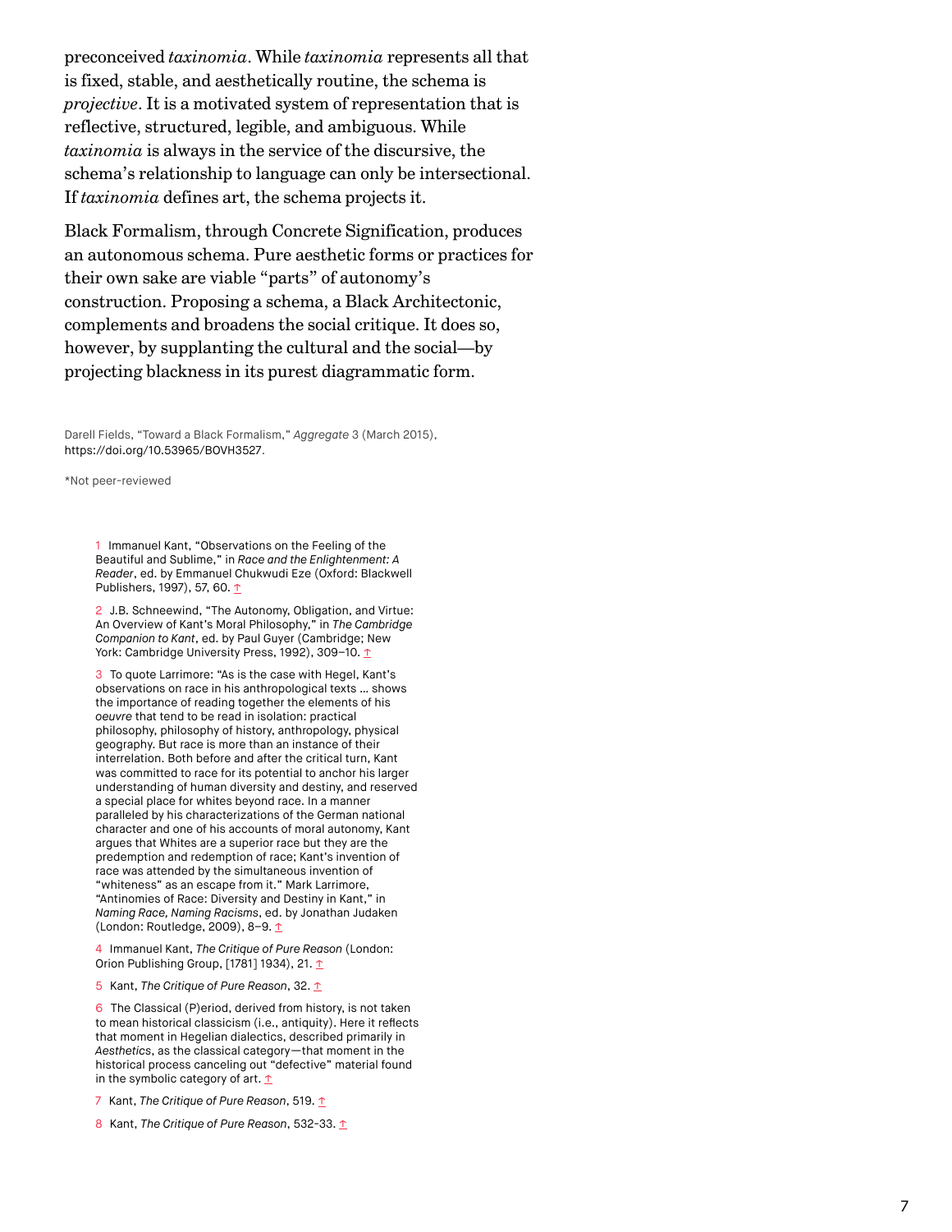preconceived *taxinomia*. While *taxinomia* represents all that is fixed, stable, and aesthetically routine, the schema is *projective*. It is a motivated system of representation that is reflective, structured, legible, and ambiguous. While *taxinomia* is always in the service of the discursive, the schema's relationship to language can only be intersectional. If *taxinomia* defines art, the schema projects it.

Black Formalism, through Concrete Signification, produces an autonomous schema. Pure aesthetic forms or practices for their own sake are viable "parts" of autonomy's construction. Proposing a schema, a Black Architectonic, complements and broadens the social critique. It does so, however, by supplanting the cultural and the social—by projecting blackness in its purest diagrammatic form.

Darell Fields, "Toward a Black Formalism," *Aggregate* 3 (March 2015), https://doi.org/10.53965/BOVH3527.

*Not peer-reviewed

1 Immanuel Kant, "Observations on the Feeling of the Beautiful and Sublime," in *Race and the Enlightenment: A Reader*, ed. by Emmanuel Chukwudi Eze (Oxford: Blackwell Publishers, 1997), 57, 60. ↑

2 J.B. Schneewind, "The Autonomy, Obligation, and Virtue: An Overview of Kant's Moral Philosophy," in *The Cambridge Companion to Kant*, ed. by Paul Guyer (Cambridge; New York: Cambridge University Press, 1992), 309–10. ↑

3 To quote Larrimore: "As is the case with Hegel, Kant's observations on race in his anthropological texts … shows the importance of reading together the elements of his *oeuvre* that tend to be read in isolation: practical philosophy, philosophy of history, anthropology, physical geography. But race is more than an instance of their interrelation. Both before and after the critical turn, Kant was committed to race for its potential to anchor his larger understanding of human diversity and destiny, and reserved a special place for whites beyond race. In a manner paralleled by his characterizations of the German national character and one of his accounts of moral autonomy, Kant argues that Whites are a superior race but they are the predemption and redemption of race; Kant's invention of race was attended by the simultaneous invention of "whiteness" as an escape from it." Mark Larrimore, "Antinomies of Race: Diversity and Destiny in Kant," in *Naming Race, Naming Racisms*, ed. by Jonathan Judaken (London: Routledge, 2009), 8–9. ↑

4 Immanuel Kant, *The Critique of Pure Reason* (London: Orion Publishing Group, [1781] 1934), 21. ↑

5 Kant, *The Critique of Pure Reason*, 32. ↑

6 The Classical (P)eriod, derived from history, is not taken to mean historical classicism (i.e., antiquity). Here it reflects that moment in Hegelian dialectics, described primarily in *Aesthetics*, as the classical category—that moment in the historical process canceling out "defective" material found in the symbolic category of art. ↑

7 Kant, *The Critique of Pure Reason*, 519. ↑

8 Kant, *The Critique of Pure Reason*, 532-33. ↑